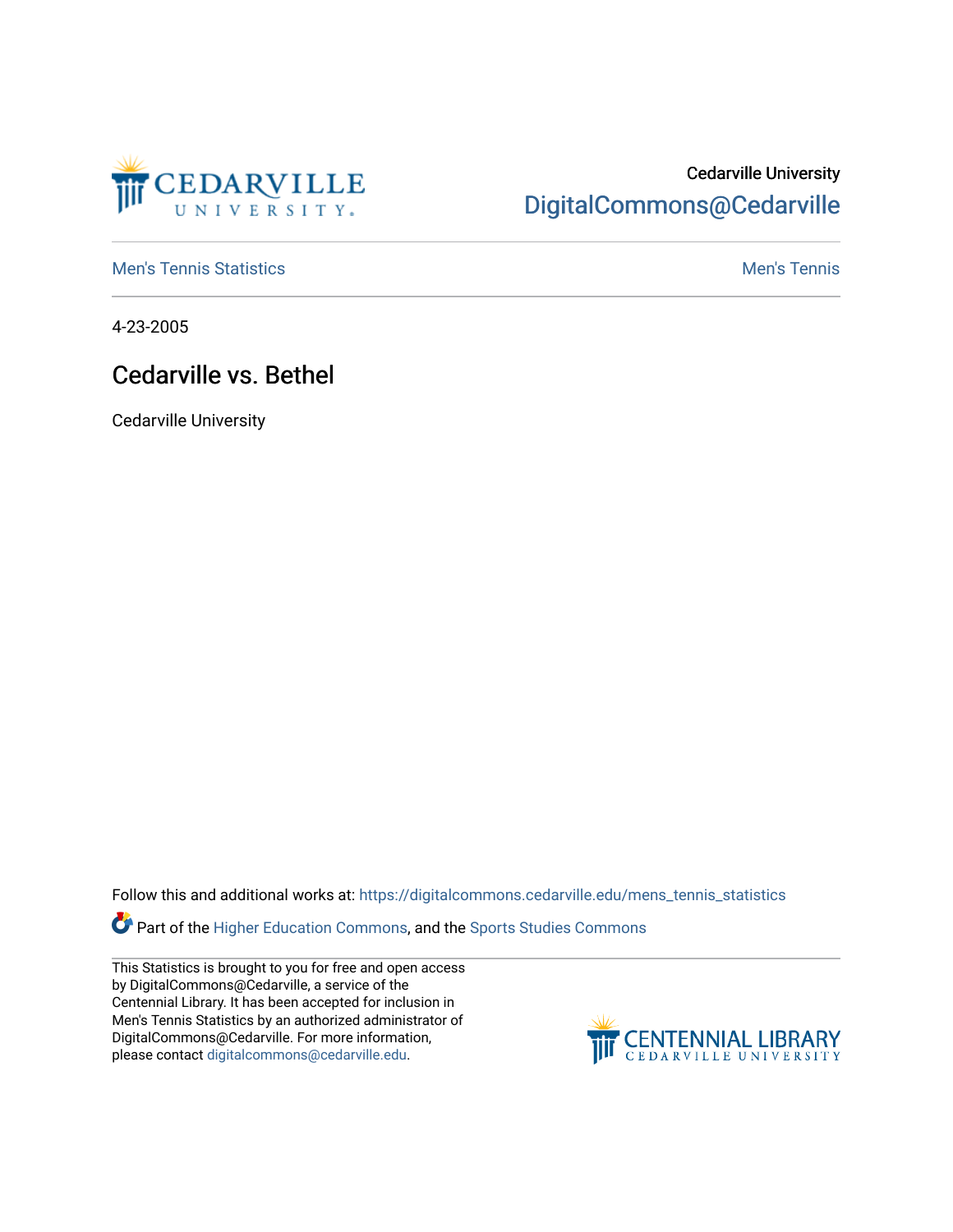Cedarville University
DigitalCommons@Cedarville

Men's Tennis Statistics | Men's Tennis

4-23-2005

# Cedarville vs. Bethel

Cedarville University

Follow this and additional works at: https://digitalcommons.cedarville.edu/mens_tennis_statistics

Part of the Higher Education Commons, and the Sports Studies Commons

This Statistics is brought to you for free and open access by DigitalCommons@Cedarville, a service of the Centennial Library. It has been accepted for inclusion in Men's Tennis Statistics by an authorized administrator of DigitalCommons@Cedarville. For more information, please contact digitalcommons@cedarville.edu.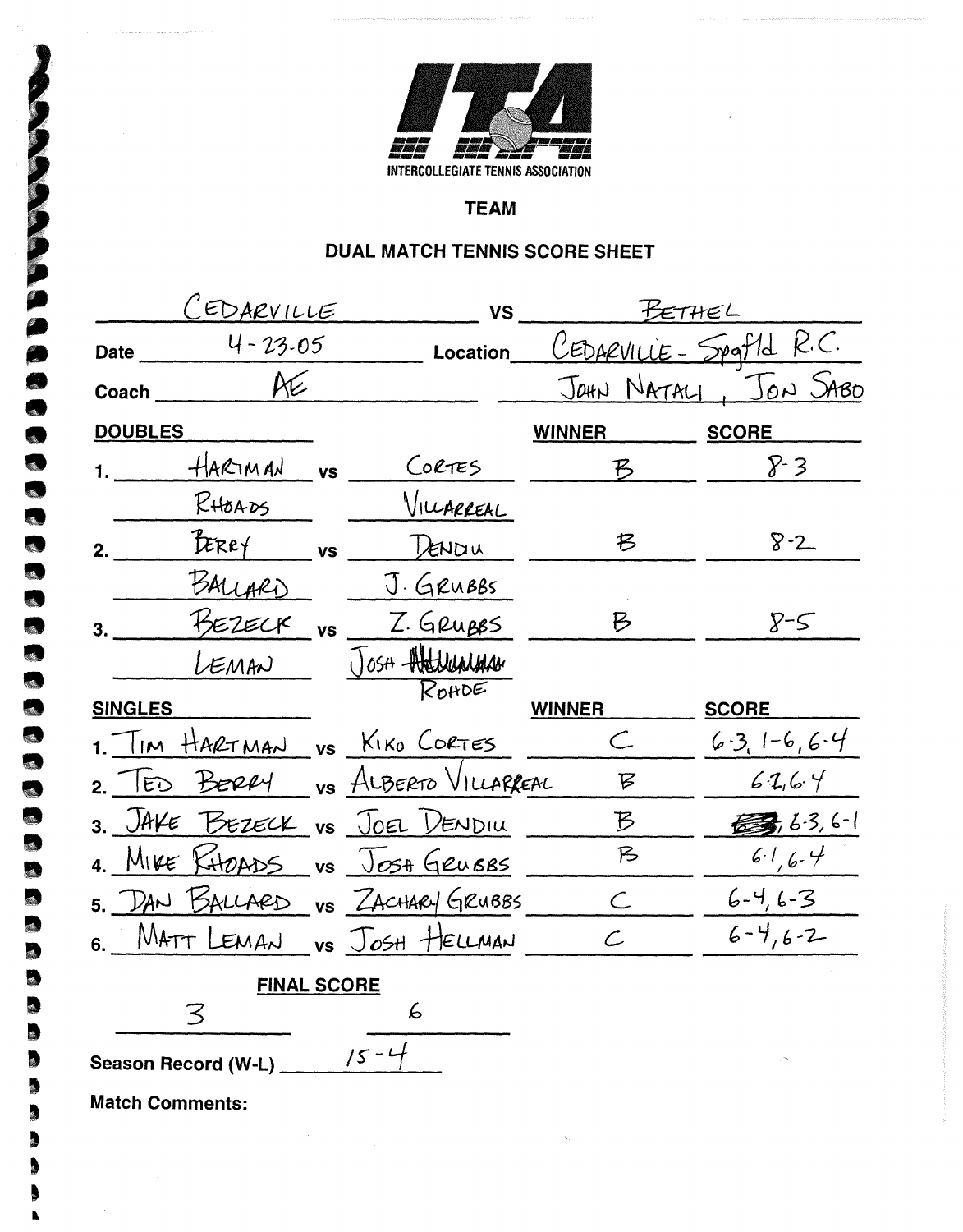INTERCOLLEGIATE TENNIS ASSOCIATION

# TEAM

## DUAL MATCH TENNIS SCORE SHEET

CEDARVILLE VS BETHEL

Date 4-23-05 Location CEDARVILLE - Spgfld R.C.

Coach AE JOHN NATALI, JON SABO

| DOUBLES | | | WINNER | SCORE |
|---|---|---|---|---|
| 1. HARTMAN / RHOADS | vs | CORTES / VILLARREAL | B | 8-3 |
| 2. BERRY / BALLARD | vs | DENDIU / J. GRUBBS | B | 8-2 |
| 3. BEZECK / LEMAN | vs | Z. GRUBBS / JOSH ~~HELLMAN~~ ROHDE | B | 8-5 |

| SINGLES | | | WINNER | SCORE |
|---|---|---|---|---|
| 1. TIM HARTMAN | vs | KIKO CORTES | C | 6-3, 1-6, 6-4 |
| 2. TED BERRY | vs | ALBERTO VILLARREAL | B | 6-2, 6-4 |
| 3. JAKE BEZECK | vs | JOEL DENDIU | B | 6-3, 6-1 |
| 4. MIKE RHOADS | vs | JOSH GRUBBS | B | 6-1, 6-4 |
| 5. DAN BALLARD | vs | ZACHARY GRUBBS | C | 6-4, 6-3 |
| 6. MATT LEMAN | vs | JOSH HELLMAN | C | 6-4, 6-2 |

**FINAL SCORE**

3 6

Season Record (W-L) 15-4

Match Comments: